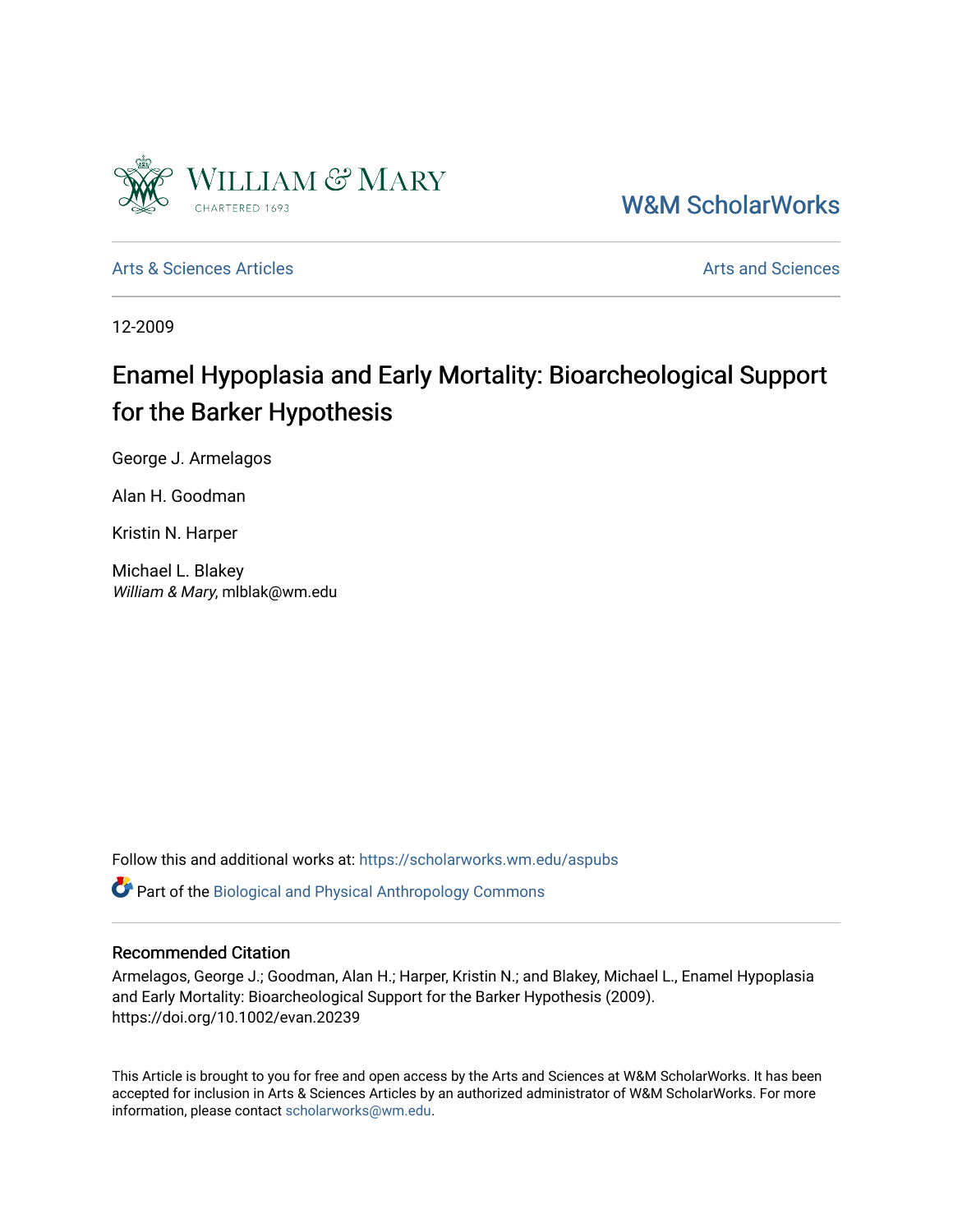W&M ScholarWorks

Arts & Sciences Articles

Arts and Sciences

12-2009

# Enamel Hypoplasia and Early Mortality: Bioarcheological Support for the Barker Hypothesis

George J. Armelagos

Alan H. Goodman

Kristin N. Harper

Michael L. Blakey
*William & Mary*, mlblak@wm.edu

Follow this and additional works at: https://scholarworks.wm.edu/aspubs

Part of the Biological and Physical Anthropology Commons

## Recommended Citation

Armelagos, George J.; Goodman, Alan H.; Harper, Kristin N.; and Blakey, Michael L., Enamel Hypoplasia and Early Mortality: Bioarcheological Support for the Barker Hypothesis (2009). https://doi.org/10.1002/evan.20239

This Article is brought to you for free and open access by the Arts and Sciences at W&M ScholarWorks. It has been accepted for inclusion in Arts & Sciences Articles by an authorized administrator of W&M ScholarWorks. For more information, please contact scholarworks@wm.edu.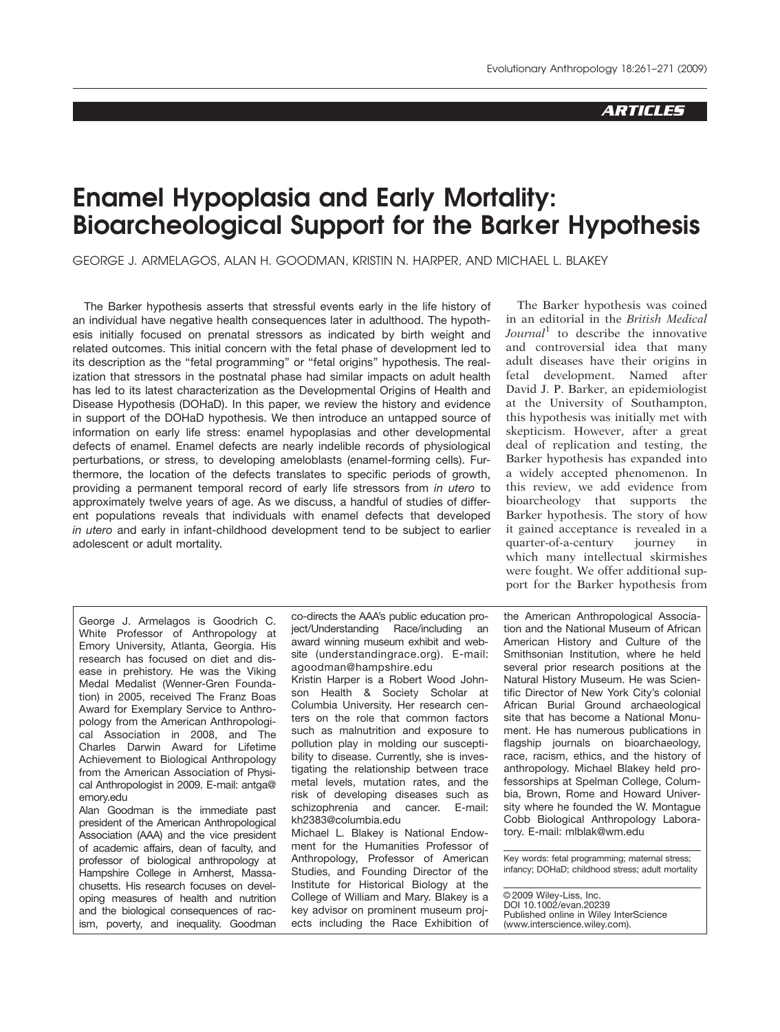## ARTICLES

# Enamel Hypoplasia and Early Mortality: Bioarcheological Support for the Barker Hypothesis

GEORGE J. ARMELAGOS, ALAN H. GOODMAN, KRISTIN N. HARPER, AND MICHAEL L. BLAKEY

The Barker hypothesis asserts that stressful events early in the life history of an individual have negative health consequences later in adulthood. The hypothesis initially focused on prenatal stressors as indicated by birth weight and related outcomes. This initial concern with the fetal phase of development led to its description as the "fetal programming" or "fetal origins" hypothesis. The realization that stressors in the postnatal phase had similar impacts on adult health has led to its latest characterization as the Developmental Origins of Health and Disease Hypothesis (DOHaD). In this paper, we review the history and evidence in support of the DOHaD hypothesis. We then introduce an untapped source of information on early life stress: enamel hypoplasias and other developmental defects of enamel. Enamel defects are nearly indelible records of physiological perturbations, or stress, to developing ameloblasts (enamel-forming cells). Furthermore, the location of the defects translates to specific periods of growth, providing a permanent temporal record of early life stressors from *in utero* to approximately twelve years of age. As we discuss, a handful of studies of different populations reveals that individuals with enamel defects that developed *in utero* and early in infant-childhood development tend to be subject to earlier adolescent or adult mortality.

The Barker hypothesis was coined in an editorial in the *British Medical Journal*[1] to describe the innovative and controversial idea that many adult diseases have their origins in fetal development. Named after David J. P. Barker, an epidemiologist at the University of Southampton, this hypothesis was initially met with skepticism. However, after a great deal of replication and testing, the Barker hypothesis has expanded into a widely accepted phenomenon. In this review, we add evidence from bioarcheology that supports the Barker hypothesis. The story of how it gained acceptance is revealed in a quarter-of-a-century journey in which many intellectual skirmishes were fought. We offer additional support for the Barker hypothesis from

George J. Armelagos is Goodrich C. White Professor of Anthropology at Emory University, Atlanta, Georgia. His research has focused on diet and disease in prehistory. He was the Viking Medal Medalist (Wenner-Gren Foundation) in 2005, received The Franz Boas Award for Exemplary Service to Anthropology from the American Anthropological Association in 2008, and The Charles Darwin Award for Lifetime Achievement to Biological Anthropology from the American Association of Physical Anthropologist in 2009. E-mail: antga@emory.edu

Alan Goodman is the immediate past president of the American Anthropological Association (AAA) and the vice president of academic affairs, dean of faculty, and professor of biological anthropology at Hampshire College in Amherst, Massachusetts. His research focuses on developing measures of health and nutrition and the biological consequences of racism, poverty, and inequality. Goodman co-directs the AAA's public education project/Understanding Race/including an award winning museum exhibit and website (understandingrace.org). E-mail: agoodman@hampshire.edu

Kristin Harper is a Robert Wood Johnson Health & Society Scholar at Columbia University. Her research centers on the role that common factors such as malnutrition and exposure to pollution play in molding our susceptibility to disease. Currently, she is investigating the relationship between trace metal levels, mutation rates, and the risk of developing diseases such as schizophrenia and cancer. E-mail: kh2383@columbia.edu

Michael L. Blakey is National Endowment for the Humanities Professor of Anthropology, Professor of American Studies, and Founding Director of the Institute for Historical Biology at the College of William and Mary. Blakey is a key advisor on prominent museum projects including the Race Exhibition of the American Anthropological Association and the National Museum of African American History and Culture of the Smithsonian Institution, where he held several prior research positions at the Natural History Museum. He was Scientific Director of New York City's colonial African Burial Ground archaeological site that has become a National Monument. He has numerous publications in flagship journals on bioarchaeology, race, racism, ethics, and the history of anthropology. Michael Blakey held professorships at Spelman College, Columbia, Brown, Rome and Howard University where he founded the W. Montague Cobb Biological Anthropology Laboratory. E-mail: mlblak@wm.edu

Key words: fetal programming; maternal stress; infancy; DOHaD; childhood stress; adult mortality

© 2009 Wiley-Liss, Inc.
DOI 10.1002/evan.20239
Published online in Wiley InterScience (www.interscience.wiley.com).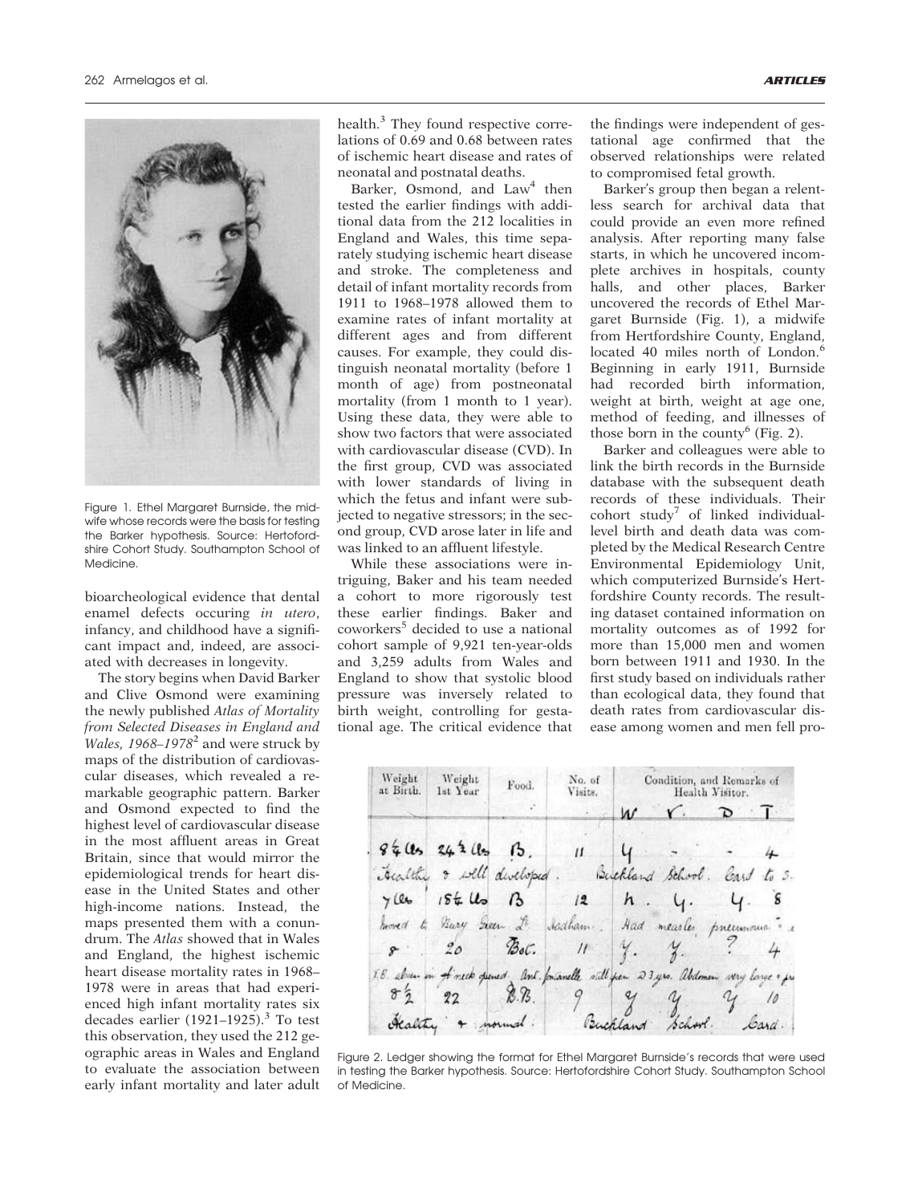Figure 1. Ethel Margaret Burnside, the midwife whose records were the basis for testing the Barker hypothesis. Source: Hertfordshire Cohort Study. Southampton School of Medicine.

bioarcheological evidence that dental enamel defects occuring *in utero*, infancy, and childhood have a significant impact and, indeed, are associated with decreases in longevity.

The story begins when David Barker and Clive Osmond were examining the newly published *Atlas of Mortality from Selected Diseases in England and Wales, 1968–1978*[2] and were struck by maps of the distribution of cardiovascular diseases, which revealed a remarkable geographic pattern. Barker and Osmond expected to find the highest level of cardiovascular disease in the most affluent areas in Great Britain, since that would mirror the epidemiological trends for heart disease in the United States and other high-income nations. Instead, the maps presented them with a conundrum. The *Atlas* showed that in Wales and England, the highest ischemic heart disease mortality rates in 1968–1978 were in areas that had experienced high infant mortality rates six decades earlier (1921–1925).[3] To test this observation, they used the 212 geographic areas in Wales and England to evaluate the association between early infant mortality and later adult health.[3] They found respective correlations of 0.69 and 0.68 between rates of ischemic heart disease and rates of neonatal and postnatal deaths.

Barker, Osmond, and Law[4] then tested the earlier findings with additional data from the 212 localities in England and Wales, this time separately studying ischemic heart disease and stroke. The completeness and detail of infant mortality records from 1911 to 1968–1978 allowed them to examine rates of infant mortality at different ages and from different causes. For example, they could distinguish neonatal mortality (before 1 month of age) from postneonatal mortality (from 1 month to 1 year). Using these data, they were able to show two factors that were associated with cardiovascular disease (CVD). In the first group, CVD was associated with lower standards of living in which the fetus and infant were subjected to negative stressors; in the second group, CVD arose later in life and was linked to an affluent lifestyle.

While these associations were intriguing, Baker and his team needed a cohort to more rigorously test these earlier findings. Baker and coworkers[5] decided to use a national cohort sample of 9,921 ten-year-olds and 3,259 adults from Wales and England to show that systolic blood pressure was inversely related to birth weight, controlling for gestational age. The critical evidence that the findings were independent of gestational age confirmed that the observed relationships were related to compromised fetal growth.

Barker's group then began a relentless search for archival data that could provide an even more refined analysis. After reporting many false starts, in which he uncovered incomplete archives in hospitals, county halls, and other places, Barker uncovered the records of Ethel Margaret Burnside (Fig. 1), a midwife from Hertfordshire County, England, located 40 miles north of London.[6] Beginning in early 1911, Burnside had recorded birth information, weight at birth, weight at age one, method of feeding, and illnesses of those born in the county[6] (Fig. 2).

Barker and colleagues were able to link the birth records in the Burnside database with the subsequent death records of these individuals. Their cohort study[7] of linked individual-level birth and death data was completed by the Medical Research Centre Environmental Epidemiology Unit, which computerized Burnside's Hertfordshire County records. The resulting dataset contained information on mortality outcomes as of 1992 for more than 15,000 men and women born between 1911 and 1930. In the first study based on individuals rather than ecological data, they found that death rates from cardiovascular disease among women and men fell pro-

Figure 2. Ledger showing the format for Ethel Margaret Burnside's records that were used in testing the Barker hypothesis. Source: Hertofordshire Cohort Study. Southampton School of Medicine.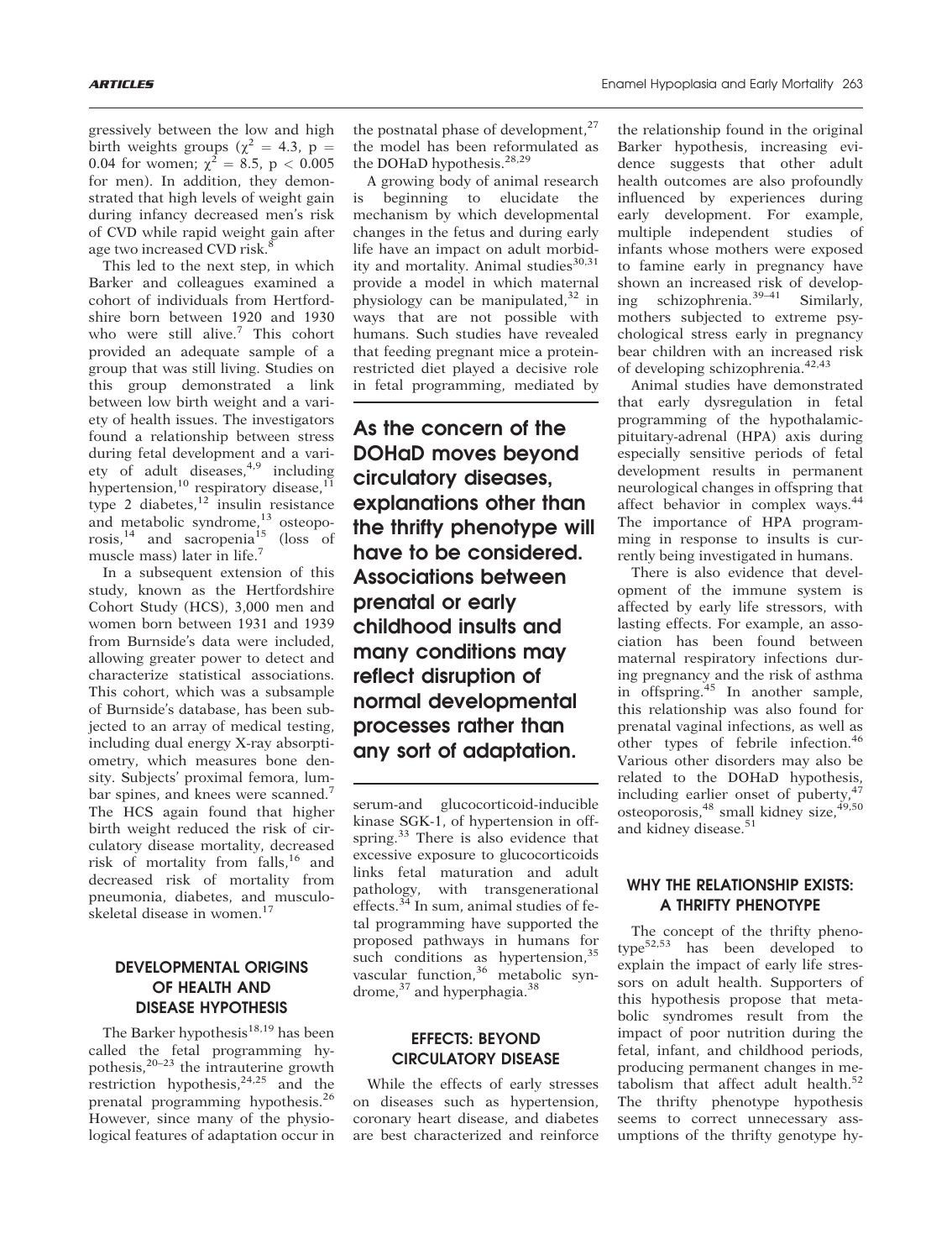gressively between the low and high birth weights groups ($\chi^2 = 4.3$, $p = 0.04$ for women; $\chi^2 = 8.5$, $p < 0.005$ for men). In addition, they demonstrated that high levels of weight gain during infancy decreased men's risk of CVD while rapid weight gain after age two increased CVD risk.[8]

This led to the next step, in which Barker and colleagues examined a cohort of individuals from Hertfordshire born between 1920 and 1930 who were still alive.[7] This cohort provided an adequate sample of a group that was still living. Studies on this group demonstrated a link between low birth weight and a variety of health issues. The investigators found a relationship between stress during fetal development and a variety of adult diseases,[4,9] including hypertension,[10] respiratory disease,[11] type 2 diabetes,[12] insulin resistance and metabolic syndrome,[13] osteoporosis,[14] and sacropenia[15] (loss of muscle mass) later in life.[7]

In a subsequent extension of this study, known as the Hertfordshire Cohort Study (HCS), 3,000 men and women born between 1931 and 1939 from Burnside's data were included, allowing greater power to detect and characterize statistical associations. This cohort, which was a subsample of Burnside's database, has been subjected to an array of medical testing, including dual energy X-ray absorptiometry, which measures bone density. Subjects' proximal femora, lumbar spines, and knees were scanned.[7] The HCS again found that higher birth weight reduced the risk of circulatory disease mortality, decreased risk of mortality from falls,[16] and decreased risk of mortality from pneumonia, diabetes, and musculoskeletal disease in women.[17]

## DEVELOPMENTAL ORIGINS OF HEALTH AND DISEASE HYPOTHESIS

The Barker hypothesis[18,19] has been called the fetal programming hypothesis,[20–23] the intrauterine growth restriction hypothesis,[24,25] and the prenatal programming hypothesis.[26] However, since many of the physiological features of adaptation occur in the postnatal phase of development,[27] the model has been reformulated as the DOHaD hypothesis.[28,29]

A growing body of animal research is beginning to elucidate the mechanism by which developmental changes in the fetus and during early life have an impact on adult morbidity and mortality. Animal studies[30,31] provide a model in which maternal physiology can be manipulated,[32] in ways that are not possible with humans. Such studies have revealed that feeding pregnant mice a protein-restricted diet played a decisive role in fetal programming, mediated by serum-and glucocorticoid-inducible kinase SGK-1, of hypertension in offspring.[33] There is also evidence that excessive exposure to glucocorticoids links fetal maturation and adult pathology, with transgenerational effects.[34] In sum, animal studies of fetal programming have supported the proposed pathways in humans for such conditions as hypertension,[35] vascular function,[36] metabolic syndrome,[37] and hyperphagia.[38]

**As the concern of the DOHaD moves beyond circulatory diseases, explanations other than the thrifty phenotype will have to be considered. Associations between prenatal or early childhood insults and many conditions may reflect disruption of normal developmental processes rather than any sort of adaptation.**

## EFFECTS: BEYOND CIRCULATORY DISEASE

While the effects of early stresses on diseases such as hypertension, coronary heart disease, and diabetes are best characterized and reinforce the relationship found in the original Barker hypothesis, increasing evidence suggests that other adult health outcomes are also profoundly influenced by experiences during early development. For example, multiple independent studies of infants whose mothers were exposed to famine early in pregnancy have shown an increased risk of developing schizophrenia.[39–41] Similarly, mothers subjected to extreme psychological stress early in pregnancy bear children with an increased risk of developing schizophrenia.[42,43]

Animal studies have demonstrated that early dysregulation in fetal programming of the hypothalamic-pituitary-adrenal (HPA) axis during especially sensitive periods of fetal development results in permanent neurological changes in offspring that affect behavior in complex ways.[44] The importance of HPA programming in response to insults is currently being investigated in humans.

There is also evidence that development of the immune system is affected by early life stressors, with lasting effects. For example, an association has been found between maternal respiratory infections during pregnancy and the risk of asthma in offspring.[45] In another sample, this relationship was also found for prenatal vaginal infections, as well as other types of febrile infection.[46] Various other disorders may also be related to the DOHaD hypothesis, including earlier onset of puberty,[47] osteoporosis,[48] small kidney size,[49,50] and kidney disease.[51]

## WHY THE RELATIONSHIP EXISTS: A THRIFTY PHENOTYPE

The concept of the thrifty phenotype[52,53] has been developed to explain the impact of early life stressors on adult health. Supporters of this hypothesis propose that metabolic syndromes result from the impact of poor nutrition during the fetal, infant, and childhood periods, producing permanent changes in metabolism that affect adult health.[52] The thrifty phenotype hypothesis seems to correct unnecessary assumptions of the thrifty genotype hy-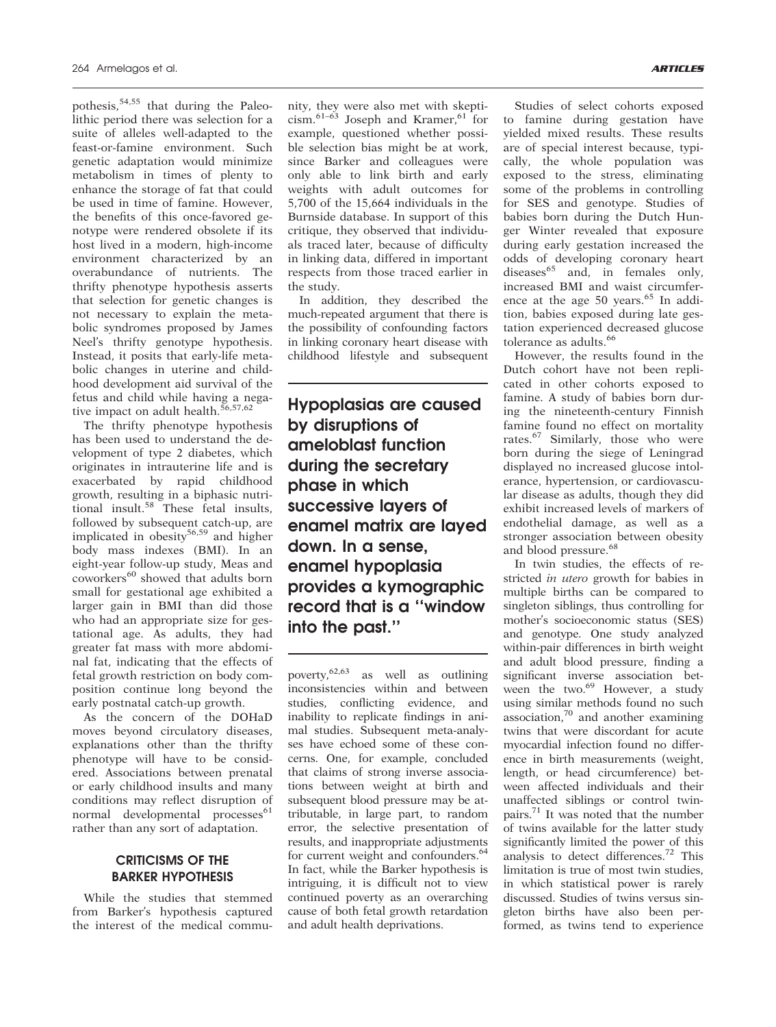pothesis,[54,55] that during the Paleolithic period there was selection for a suite of alleles well-adapted to the feast-or-famine environment. Such genetic adaptation would minimize metabolism in times of plenty to enhance the storage of fat that could be used in time of famine. However, the benefits of this once-favored genotype were rendered obsolete if its host lived in a modern, high-income environment characterized by an overabundance of nutrients. The thrifty phenotype hypothesis asserts that selection for genetic changes is not necessary to explain the metabolic syndromes proposed by James Neel's thrifty genotype hypothesis. Instead, it posits that early-life metabolic changes in uterine and childhood development aid survival of the fetus and child while having a negative impact on adult health.[56,57,62]

The thrifty phenotype hypothesis has been used to understand the development of type 2 diabetes, which originates in intrauterine life and is exacerbated by rapid childhood growth, resulting in a biphasic nutritional insult.[58] These fetal insults, followed by subsequent catch-up, are implicated in obesity[56,59] and higher body mass indexes (BMI). In an eight-year follow-up study, Meas and coworkers[60] showed that adults born small for gestational age exhibited a larger gain in BMI than did those who had an appropriate size for gestational age. As adults, they had greater fat mass with more abdominal fat, indicating that the effects of fetal growth restriction on body composition continue long beyond the early postnatal catch-up growth.

As the concern of the DOHaD moves beyond circulatory diseases, explanations other than the thrifty phenotype will have to be considered. Associations between prenatal or early childhood insults and many conditions may reflect disruption of normal developmental processes[61] rather than any sort of adaptation.

## CRITICISMS OF THE BARKER HYPOTHESIS

While the studies that stemmed from Barker's hypothesis captured the interest of the medical community, they were also met with skepticism.[61–63] Joseph and Kramer,[61] for example, questioned whether possible selection bias might be at work, since Barker and colleagues were only able to link birth and early weights with adult outcomes for 5,700 of the 15,664 individuals in the Burnside database. In support of this critique, they observed that individuals traced later, because of difficulty in linking data, differed in important respects from those traced earlier in the study.

In addition, they described the much-repeated argument that there is the possibility of confounding factors in linking coronary heart disease with childhood lifestyle and subsequent poverty,[62,63] as well as outlining inconsistencies within and between studies, conflicting evidence, and inability to replicate findings in animal studies. Subsequent meta-analyses have echoed some of these concerns. One, for example, concluded that claims of strong inverse associations between weight at birth and subsequent blood pressure may be attributable, in large part, to random error, the selective presentation of results, and inappropriate adjustments for current weight and confounders.[64] In fact, while the Barker hypothesis is intriguing, it is difficult not to view continued poverty as an overarching cause of both fetal growth retardation and adult health deprivations.

**Hypoplasias are caused by disruptions of ameloblast function during the secretary phase in which successive layers of enamel matrix are layed down. In a sense, enamel hypoplasia provides a kymographic record that is a "window into the past."**

Studies of select cohorts exposed to famine during gestation have yielded mixed results. These results are of special interest because, typically, the whole population was exposed to the stress, eliminating some of the problems in controlling for SES and genotype. Studies of babies born during the Dutch Hunger Winter revealed that exposure during early gestation increased the odds of developing coronary heart diseases[65] and, in females only, increased BMI and waist circumference at the age 50 years.[65] In addition, babies exposed during late gestation experienced decreased glucose tolerance as adults.[66]

However, the results found in the Dutch cohort have not been replicated in other cohorts exposed to famine. A study of babies born during the nineteenth-century Finnish famine found no effect on mortality rates.[67] Similarly, those who were born during the siege of Leningrad displayed no increased glucose intolerance, hypertension, or cardiovascular disease as adults, though they did exhibit increased levels of markers of endothelial damage, as well as a stronger association between obesity and blood pressure.[68]

In twin studies, the effects of restricted *in utero* growth for babies in multiple births can be compared to singleton siblings, thus controlling for mother's socioeconomic status (SES) and genotype. One study analyzed within-pair differences in birth weight and adult blood pressure, finding a significant inverse association between the two.[69] However, a study using similar methods found no such association,[70] and another examining twins that were discordant for acute myocardial infection found no difference in birth measurements (weight, length, or head circumference) between affected individuals and their unaffected siblings or control twin-pairs.[71] It was noted that the number of twins available for the latter study significantly limited the power of this analysis to detect differences.[72] This limitation is true of most twin studies, in which statistical power is rarely discussed. Studies of twins versus singleton births have also been performed, as twins tend to experience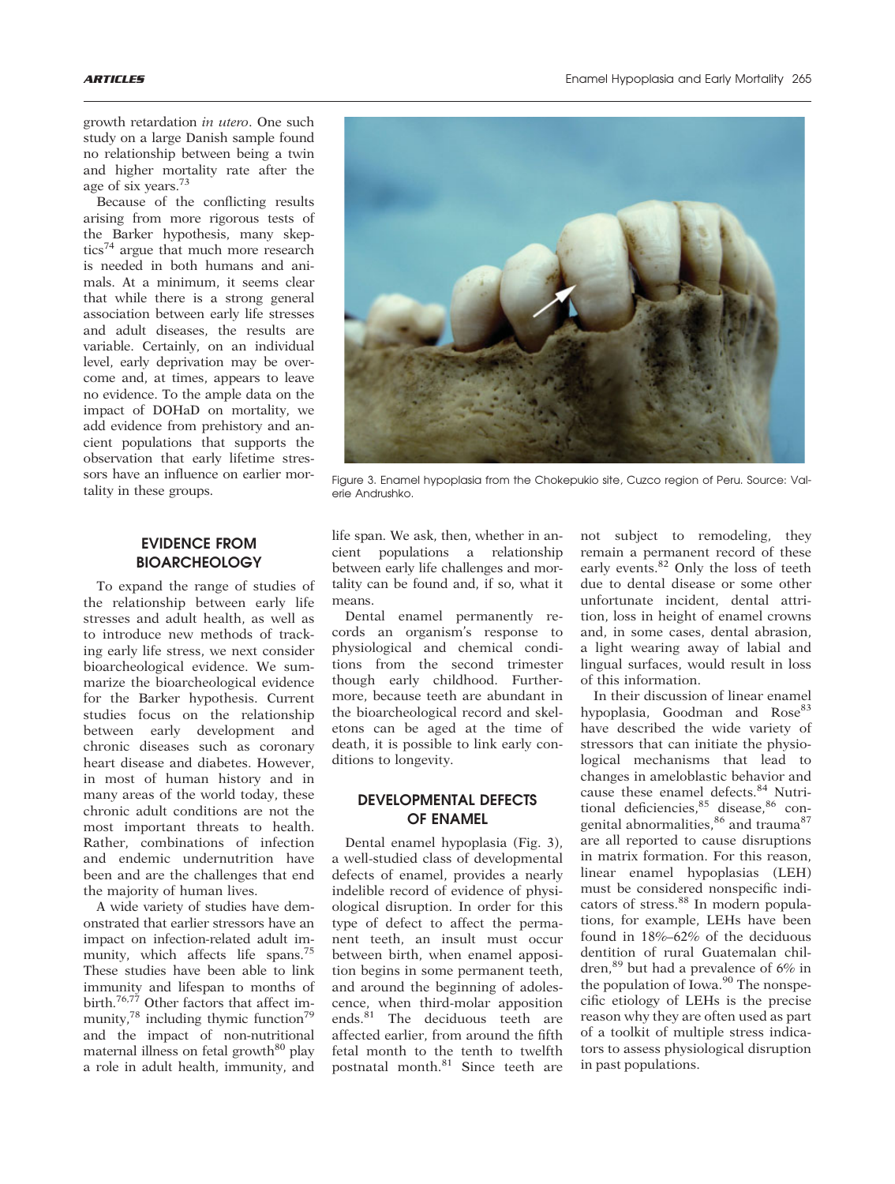growth retardation *in utero*. One such study on a large Danish sample found no relationship between being a twin and higher mortality rate after the age of six years.[73]

Because of the conflicting results arising from more rigorous tests of the Barker hypothesis, many skeptics[74] argue that much more research is needed in both humans and animals. At a minimum, it seems clear that while there is a strong general association between early life stresses and adult diseases, the results are variable. Certainly, on an individual level, early deprivation may be overcome and, at times, appears to leave no evidence. To the ample data on the impact of DOHaD on mortality, we add evidence from prehistory and ancient populations that supports the observation that early lifetime stressors have an influence on earlier mortality in these groups.

Figure 3. Enamel hypoplasia from the Chokepukio site, Cuzco region of Peru. Source: Valerie Andrushko.

## EVIDENCE FROM BIOARCHEOLOGY

To expand the range of studies of the relationship between early life stresses and adult health, as well as to introduce new methods of tracking early life stress, we next consider bioarcheological evidence. We summarize the bioarcheological evidence for the Barker hypothesis. Current studies focus on the relationship between early development and chronic diseases such as coronary heart disease and diabetes. However, in most of human history and in many areas of the world today, these chronic adult conditions are not the most important threats to health. Rather, combinations of infection and endemic undernutrition have been and are the challenges that end the majority of human lives.

A wide variety of studies have demonstrated that earlier stressors have an impact on infection-related adult immunity, which affects life spans.[75] These studies have been able to link immunity and lifespan to months of birth.[76,77] Other factors that affect immunity,[78] including thymic function[79] and the impact of non-nutritional maternal illness on fetal growth[80] play a role in adult health, immunity, and life span. We ask, then, whether in ancient populations a relationship between early life challenges and mortality can be found and, if so, what it means.

Dental enamel permanently records an organism's response to physiological and chemical conditions from the second trimester though early childhood. Furthermore, because teeth are abundant in the bioarcheological record and skeletons can be aged at the time of death, it is possible to link early conditions to longevity.

## DEVELOPMENTAL DEFECTS OF ENAMEL

Dental enamel hypoplasia (Fig. 3), a well-studied class of developmental defects of enamel, provides a nearly indelible record of evidence of physiological disruption. In order for this type of defect to affect the permanent teeth, an insult must occur between birth, when enamel apposition begins in some permanent teeth, and around the beginning of adolescence, when third-molar apposition ends.[81] The deciduous teeth are affected earlier, from around the fifth fetal month to the tenth to twelfth postnatal month.[81] Since teeth are not subject to remodeling, they remain a permanent record of these early events.[82] Only the loss of teeth due to dental disease or some other unfortunate incident, dental attrition, loss in height of enamel crowns and, in some cases, dental abrasion, a light wearing away of labial and lingual surfaces, would result in loss of this information.

In their discussion of linear enamel hypoplasia, Goodman and Rose[83] have described the wide variety of stressors that can initiate the physiological mechanisms that lead to changes in ameloblastic behavior and cause these enamel defects.[84] Nutritional deficiencies,[85] disease,[86] congenital abnormalities,[86] and trauma[87] are all reported to cause disruptions in matrix formation. For this reason, linear enamel hypoplasias (LEH) must be considered nonspecific indicators of stress.[88] In modern populations, for example, LEHs have been found in 18%–62% of the deciduous dentition of rural Guatemalan children,[89] but had a prevalence of 6% in the population of Iowa.[90] The nonspecific etiology of LEHs is the precise reason why they are often used as part of a toolkit of multiple stress indicators to assess physiological disruption in past populations.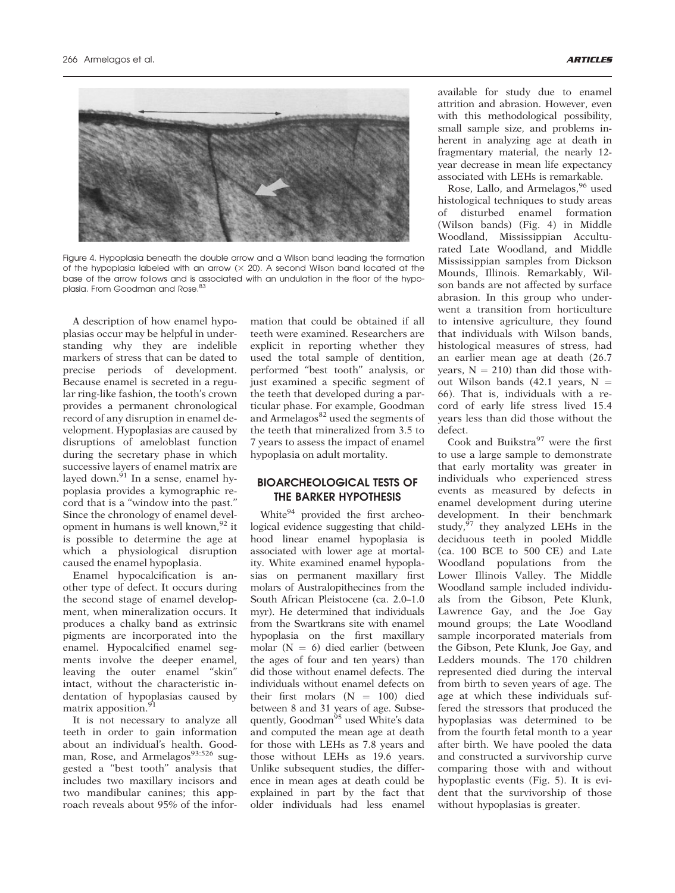Figure 4. Hypoplasia beneath the double arrow and a Wilson band leading the formation of the hypoplasia labeled with an arrow (× 20). A second Wilson band located at the base of the arrow follows and is associated with an undulation in the floor of the hypoplasia. From Goodman and Rose.[83]

A description of how enamel hypoplasias occur may be helpful in understanding why they are indelible markers of stress that can be dated to precise periods of development. Because enamel is secreted in a regular ring-like fashion, the tooth's crown provides a permanent chronological record of any disruption in enamel development. Hypoplasias are caused by disruptions of ameloblast function during the secretary phase in which successive layers of enamel matrix are layed down.[91] In a sense, enamel hypoplasia provides a kymographic record that is a "window into the past." Since the chronology of enamel development in humans is well known,[92] it is possible to determine the age at which a physiological disruption caused the enamel hypoplasia.

Enamel hypocalcification is another type of defect. It occurs during the second stage of enamel development, when mineralization occurs. It produces a chalky band as extrinsic pigments are incorporated into the enamel. Hypocalcified enamel segments involve the deeper enamel, leaving the outer enamel "skin" intact, without the characteristic indentation of hypoplasias caused by matrix apposition.[91]

It is not necessary to analyze all teeth in order to gain information about an individual's health. Goodman, Rose, and Armelagos[93:526] suggested a "best tooth" analysis that includes two maxillary incisors and two mandibular canines; this approach reveals about 95% of the information that could be obtained if all teeth were examined. Researchers are explicit in reporting whether they used the total sample of dentition, performed "best tooth" analysis, or just examined a specific segment of the teeth that developed during a particular phase. For example, Goodman and Armelagos[82] used the segments of the teeth that mineralized from 3.5 to 7 years to assess the impact of enamel hypoplasia on adult mortality.

## BIOARCHEOLOGICAL TESTS OF THE BARKER HYPOTHESIS

White[94] provided the first archeological evidence suggesting that childhood linear enamel hypoplasia is associated with lower age at mortality. White examined enamel hypoplasias on permanent maxillary first molars of Australopithecines from the South African Pleistocene (ca. 2.0–1.0 myr). He determined that individuals from the Swartkrans site with enamel hypoplasia on the first maxillary molar (N = 6) died earlier (between the ages of four and ten years) than did those without enamel defects. The individuals without enamel defects on their first molars (N = 100) died between 8 and 31 years of age. Subsequently, Goodman[95] used White's data and computed the mean age at death for those with LEHs as 7.8 years and those without LEHs as 19.6 years. Unlike subsequent studies, the difference in mean ages at death could be explained in part by the fact that older individuals had less enamel available for study due to enamel attrition and abrasion. However, even with this methodological possibility, small sample size, and problems inherent in analyzing age at death in fragmentary material, the nearly 12-year decrease in mean life expectancy associated with LEHs is remarkable.

Rose, Lallo, and Armelagos,[96] used histological techniques to study areas of disturbed enamel formation (Wilson bands) (Fig. 4) in Middle Woodland, Mississippian Acculturated Late Woodland, and Middle Mississippian samples from Dickson Mounds, Illinois. Remarkably, Wilson bands are not affected by surface abrasion. In this group who underwent a transition from horticulture to intensive agriculture, they found that individuals with Wilson bands, histological measures of stress, had an earlier mean age at death (26.7 years, N = 210) than did those without Wilson bands (42.1 years, N = 66). That is, individuals with a record of early life stress lived 15.4 years less than did those without the defect.

Cook and Buikstra[97] were the first to use a large sample to demonstrate that early mortality was greater in individuals who experienced stress events as measured by defects in enamel development during uterine development. In their benchmark study,[97] they analyzed LEHs in the deciduous teeth in pooled Middle (ca. 100 BCE to 500 CE) and Late Woodland populations from the Lower Illinois Valley. The Middle Woodland sample included individuals from the Gibson, Pete Klunk, Lawrence Gay, and the Joe Gay mound groups; the Late Woodland sample incorporated materials from the Gibson, Pete Klunk, Joe Gay, and Ledders mounds. The 170 children represented died during the interval from birth to seven years of age. The age at which these individuals suffered the stressors that produced the hypoplasias was determined to be from the fourth fetal month to a year after birth. We have pooled the data and constructed a survivorship curve comparing those with and without hypoplastic events (Fig. 5). It is evident that the survivorship of those without hypoplasias is greater.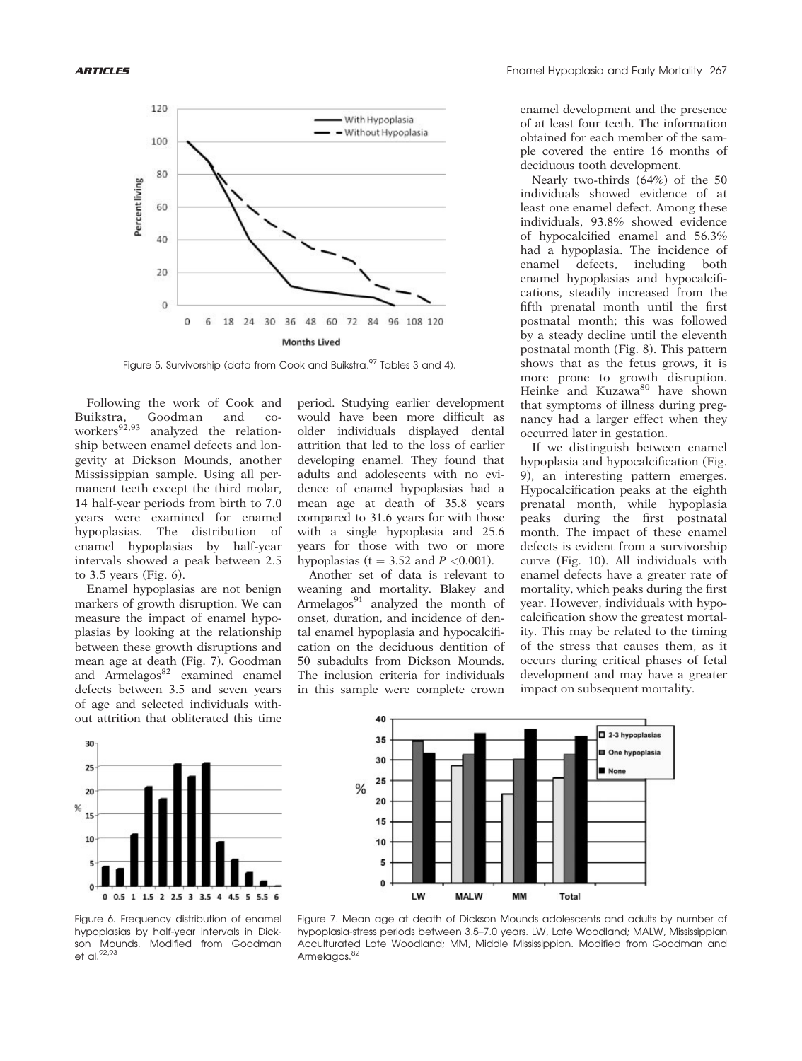Figure 5. Survivorship (data from Cook and Buikstra,[97] Tables 3 and 4).

Following the work of Cook and Buikstra, Goodman and co-workers[92,93] analyzed the relationship between enamel defects and longevity at Dickson Mounds, another Mississippian sample. Using all permanent teeth except the third molar, 14 half-year periods from birth to 7.0 years were examined for enamel hypoplasias. The distribution of enamel hypoplasias by half-year intervals showed a peak between 2.5 to 3.5 years (Fig. 6).

Enamel hypoplasias are not benign markers of growth disruption. We can measure the impact of enamel hypoplasias by looking at the relationship between these growth disruptions and mean age at death (Fig. 7). Goodman and Armelagos[82] examined enamel defects between 3.5 and seven years of age and selected individuals without attrition that obliterated this time period. Studying earlier development would have been more difficult as older individuals displayed dental attrition that led to the loss of earlier developing enamel. They found that adults and adolescents with no evidence of enamel hypoplasias had a mean age at death of 35.8 years compared to 31.6 years for with those with a single hypoplasia and 25.6 years for those with two or more hypoplasias ($t = 3.52$ and $P < 0.001$).

Another set of data is relevant to weaning and mortality. Blakey and Armelagos[91] analyzed the month of onset, duration, and incidence of dental enamel hypoplasia and hypocalcification on the deciduous dentition of 50 subadults from Dickson Mounds. The inclusion criteria for individuals in this sample were complete crown enamel development and the presence of at least four teeth. The information obtained for each member of the sample covered the entire 16 months of deciduous tooth development.

Nearly two-thirds (64%) of the 50 individuals showed evidence of at least one enamel defect. Among these individuals, 93.8% showed evidence of hypocalcified enamel and 56.3% had a hypoplasia. The incidence of enamel defects, including both enamel hypoplasias and hypocalcifications, steadily increased from the fifth prenatal month until the first postnatal month; this was followed by a steady decline until the eleventh postnatal month (Fig. 8). This pattern shows that as the fetus grows, it is more prone to growth disruption. Heinke and Kuzawa[80] have shown that symptoms of illness during pregnancy had a larger effect when they occurred later in gestation.

If we distinguish between enamel hypoplasia and hypocalcification (Fig. 9), an interesting pattern emerges. Hypocalcification peaks at the eighth prenatal month, while hypoplasia peaks during the first postnatal month. The impact of these enamel defects is evident from a survivorship curve (Fig. 10). All individuals with enamel defects have a greater rate of mortality, which peaks during the first year. However, individuals with hypocalcification show the greatest mortality. This may be related to the timing of the stress that causes them, as it occurs during critical phases of fetal development and may have a greater impact on subsequent mortality.

Figure 6. Frequency distribution of enamel hypoplasias by half-year intervals in Dickson Mounds. Modified from Goodman et al.[92,93]

Figure 7. Mean age at death of Dickson Mounds adolescents and adults by number of hypoplasia-stress periods between 3.5–7.0 years. LW, Late Woodland; MALW, Mississippian Acculturated Late Woodland; MM, Middle Mississippian. Modified from Goodman and Armelagos.[82]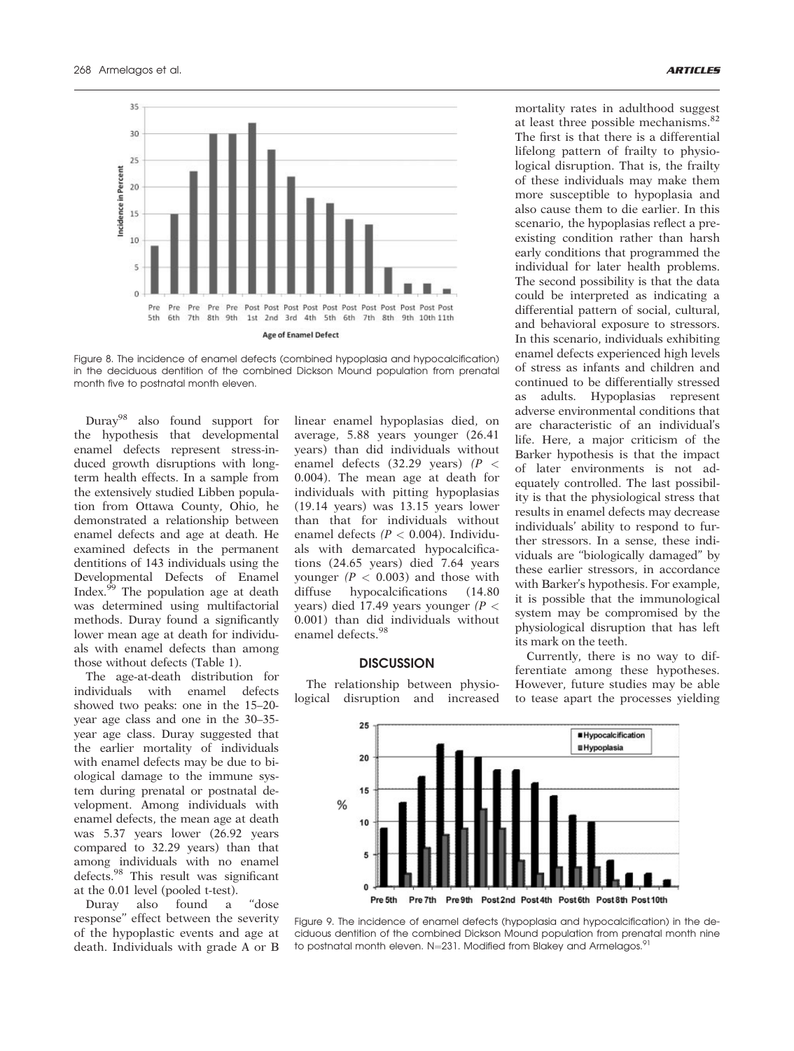Figure 8. The incidence of enamel defects (combined hypoplasia and hypocalcification) in the deciduous dentition of the combined Dickson Mound population from prenatal month five to postnatal month eleven.

Duray[98] also found support for the hypothesis that developmental enamel defects represent stress-induced growth disruptions with long-term health effects. In a sample from the extensively studied Libben population from Ottawa County, Ohio, he demonstrated a relationship between enamel defects and age at death. He examined defects in the permanent dentitions of 143 individuals using the Developmental Defects of Enamel Index.[99] The population age at death was determined using multifactorial methods. Duray found a significantly lower mean age at death for individuals with enamel defects than among those without defects (Table 1).

The age-at-death distribution for individuals with enamel defects showed two peaks: one in the 15–20-year age class and one in the 30–35-year age class. Duray suggested that the earlier mortality of individuals with enamel defects may be due to biological damage to the immune system during prenatal or postnatal development. Among individuals with enamel defects, the mean age at death was 5.37 years lower (26.92 years compared to 32.29 years) than that among individuals with no enamel defects.[98] This result was significant at the 0.01 level (pooled t-test).

Duray also found a "dose response" effect between the severity of the hypoplastic events and age at death. Individuals with grade A or B linear enamel hypoplasias died, on average, 5.88 years younger (26.41 years) than did individuals without enamel defects (32.29 years) *($P < 0.004$)*. The mean age at death for individuals with pitting hypoplasias (19.14 years) was 13.15 years lower than that for individuals without enamel defects *($P < 0.004$)*. Individuals with demarcated hypocalcifications (24.65 years) died 7.64 years younger *($P < 0.003$)* and those with diffuse hypocalcifications (14.80 years) died 17.49 years younger *($P < 0.001$)* than did individuals without enamel defects.[98]

## DISCUSSION

The relationship between physiological disruption and increased mortality rates in adulthood suggest at least three possible mechanisms.[82] The first is that there is a differential lifelong pattern of frailty to physiological disruption. That is, the frailty of these individuals may make them more susceptible to hypoplasia and also cause them to die earlier. In this scenario, the hypoplasias reflect a preexisting condition rather than harsh early conditions that programmed the individual for later health problems. The second possibility is that the data could be interpreted as indicating a differential pattern of social, cultural, and behavioral exposure to stressors. In this scenario, individuals exhibiting enamel defects experienced high levels of stress as infants and children and continued to be differentially stressed as adults. Hypoplasias represent adverse environmental conditions that are characteristic of an individual's life. Here, a major criticism of the Barker hypothesis is that the impact of later environments is not adequately controlled. The last possibility is that the physiological stress that results in enamel defects may decrease individuals' ability to respond to further stressors. In a sense, these individuals are "biologically damaged" by these earlier stressors, in accordance with Barker's hypothesis. For example, it is possible that the immunological system may be compromised by the physiological disruption that has left its mark on the teeth.

Currently, there is no way to differentiate among these hypotheses. However, future studies may be able to tease apart the processes yielding

Figure 9. The incidence of enamel defects (hypoplasia and hypocalcification) in the deciduous dentition of the combined Dickson Mound population from prenatal month nine to postnatal month eleven. N=231. Modified from Blakey and Armelagos.[91]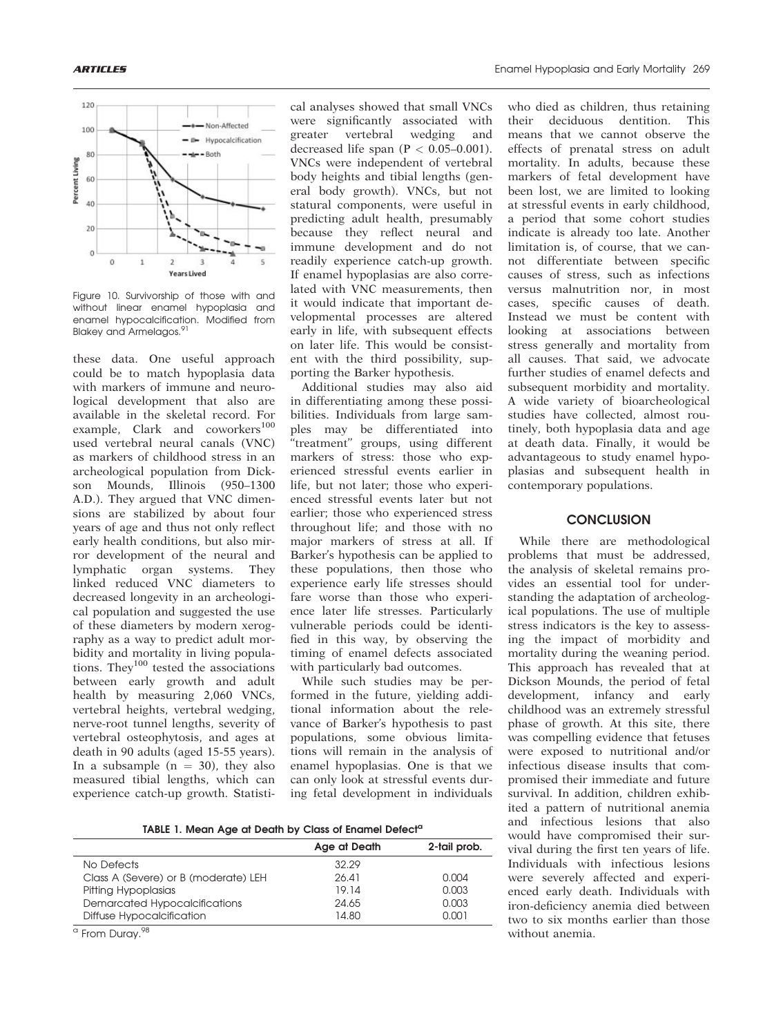Figure 10. Survivorship of those with and without linear enamel hypoplasia and enamel hypocalcification. Modified from Blakey and Armelagos.[91]

these data. One useful approach could be to match hypoplasia data with markers of immune and neurological development that also are available in the skeletal record. For example, Clark and coworkers[100] used vertebral neural canals (VNC) as markers of childhood stress in an archeological population from Dickson Mounds, Illinois (950–1300 A.D.). They argued that VNC dimensions are stabilized by about four years of age and thus not only reflect early health conditions, but also mirror development of the neural and lymphatic organ systems. They linked reduced VNC diameters to decreased longevity in an archeological population and suggested the use of these diameters by modern xerography as a way to predict adult morbidity and mortality in living populations. They[100] tested the associations between early growth and adult health by measuring 2,060 VNCs, vertebral heights, vertebral wedging, nerve-root tunnel lengths, severity of vertebral osteophytosis, and ages at death in 90 adults (aged 15-55 years). In a subsample ($n = 30$), they also measured tibial lengths, which can experience catch-up growth. Statistical analyses showed that small VNCs were significantly associated with greater vertebral wedging and decreased life span ($P < 0.05$–$0.001$). VNCs were independent of vertebral body heights and tibial lengths (general body growth). VNCs, but not statural components, were useful in predicting adult health, presumably because they reflect neural and immune development and do not readily experience catch-up growth. If enamel hypoplasias are also correlated with VNC measurements, then it would indicate that important developmental processes are altered early in life, with subsequent effects on later life. This would be consistent with the third possibility, supporting the Barker hypothesis.

Additional studies may also aid in differentiating among these possibilities. Individuals from large samples may be differentiated into "treatment" groups, using different markers of stress: those who experienced stressful events earlier in life, but not later; those who experienced stressful events later but not earlier; those who experienced stress throughout life; and those with no major markers of stress at all. If Barker's hypothesis can be applied to these populations, then those who experience early life stresses should fare worse than those who experience later life stresses. Particularly vulnerable periods could be identified in this way, by observing the timing of enamel defects associated with particularly bad outcomes.

While such studies may be performed in the future, yielding additional information about the relevance of Barker's hypothesis to past populations, some obvious limitations will remain in the analysis of enamel hypoplasias. One is that we can only look at stressful events during fetal development in individuals who died as children, thus retaining their deciduous dentition. This means that we cannot observe the effects of prenatal stress on adult mortality. In adults, because these markers of fetal development have been lost, we are limited to looking at stressful events in early childhood, a period that some cohort studies indicate is already too late. Another limitation is, of course, that we cannot differentiate between specific causes of stress, such as infections versus malnutrition nor, in most cases, specific causes of death. Instead we must be content with looking at associations between stress generally and mortality from all causes. That said, we advocate further studies of enamel defects and subsequent morbidity and mortality. A wide variety of bioarcheological studies have collected, almost routinely, both hypoplasia data and age at death data. Finally, it would be advantageous to study enamel hypoplasias and subsequent health in contemporary populations.

## CONCLUSION

While there are methodological problems that must be addressed, the analysis of skeletal remains provides an essential tool for understanding the adaptation of archeological populations. The use of multiple stress indicators is the key to assessing the impact of morbidity and mortality during the weaning period. This approach has revealed that at Dickson Mounds, the period of fetal development, infancy and early childhood was an extremely stressful phase of growth. At this site, there was compelling evidence that fetuses were exposed to nutritional and/or infectious disease insults that compromised their immediate and future survival. In addition, children exhibited a pattern of nutritional anemia and infectious lesions that also would have compromised their survival during the first ten years of life. Individuals with infectious lesions were severely affected and experienced early death. Individuals with iron-deficiency anemia died between two to six months earlier than those without anemia.

**TABLE 1. Mean Age at Death by Class of Enamel Defect[a]**

| | Age at Death | 2-tail prob. |
|---|---|---|
| No Defects | 32.29 | |
| Class A (Severe) or B (moderate) LEH | 26.41 | 0.004 |
| Pitting Hypoplasias | 19.14 | 0.003 |
| Demarcated Hypocalcifications | 24.65 | 0.003 |
| Diffuse Hypocalcification | 14.80 | 0.001 |

[a] From Duray.[98]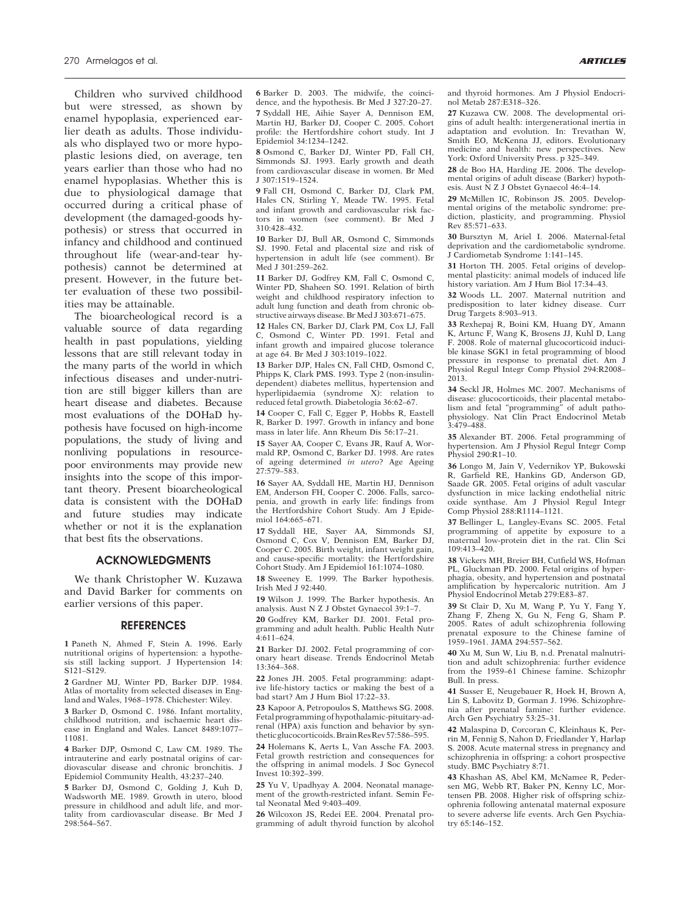Children who survived childhood but were stressed, as shown by enamel hypoplasia, experienced earlier death as adults. Those individuals who displayed two or more hypoplastic lesions died, on average, ten years earlier than those who had no enamel hypoplasias. Whether this is due to physiological damage that occurred during a critical phase of development (the damaged-goods hypothesis) or stress that occurred in infancy and childhood and continued throughout life (wear-and-tear hypothesis) cannot be determined at present. However, in the future better evaluation of these two possibilities may be attainable.

The bioarcheological record is a valuable source of data regarding health in past populations, yielding lessons that are still relevant today in the many parts of the world in which infectious diseases and under-nutrition are still bigger killers than are heart disease and diabetes. Because most evaluations of the DOHaD hypothesis have focused on high-income populations, the study of living and nonliving populations in resource-poor environments may provide new insights into the scope of this important theory. Present bioarcheological data is consistent with the DOHaD and future studies may indicate whether or not it is the explanation that best fits the observations.

## ACKNOWLEDGMENTS

We thank Christopher W. Kuzawa and David Barker for comments on earlier versions of this paper.

## REFERENCES

**1** Paneth N, Ahmed F, Stein A. 1996. Early nutritional origins of hypertension: a hypothesis still lacking support. J Hypertension 14: S121–S129.

**2** Gardner MJ, Winter PD, Barker DJP. 1984. Atlas of mortality from selected diseases in England and Wales, 1968–1978. Chichester: Wiley.

**3** Barker D, Osmond C. 1986. Infant mortality, childhood nutrition, and ischaemic heart disease in England and Wales. Lancet 8489:1077–11081.

**4** Barker DJP, Osmond C, Law CM. 1989. The intrauterine and early postnatal origins of cardiovascular disease and chronic bronchitis. J Epidemiol Community Health, 43:237–240.

**5** Barker DJ, Osmond C, Golding J, Kuh D, Wadsworth ME. 1989. Growth in utero, blood pressure in childhood and adult life, and mortality from cardiovascular disease. Br Med J 298:564–567.

**6** Barker D. 2003. The midwife, the coincidence, and the hypothesis. Br Med J 327:20–27.

**7** Syddall HE, Aihie Sayer A, Dennison EM, Martin HJ, Barker DJ, Cooper C. 2005. Cohort profile: the Hertfordshire cohort study. Int J Epidemiol 34:1234–1242.

**8** Osmond C, Barker DJ, Winter PD, Fall CH, Simmonds SJ. 1993. Early growth and death from cardiovascular disease in women. Br Med J 307:1519–1524.

**9** Fall CH, Osmond C, Barker DJ, Clark PM, Hales CN, Stirling Y, Meade TW. 1995. Fetal and infant growth and cardiovascular risk factors in women (see comment). Br Med J 310:428–432.

**10** Barker DJ, Bull AR, Osmond C, Simmonds SJ. 1990. Fetal and placental size and risk of hypertension in adult life (see comment). Br Med J 301:259–262.

**11** Barker DJ, Godfrey KM, Fall C, Osmond C, Winter PD, Shaheen SO. 1991. Relation of birth weight and childhood respiratory infection to adult lung function and death from chronic obstructive airways disease. Br Med J 303:671–675.

**12** Hales CN, Barker DJ, Clark PM, Cox LJ, Fall C, Osmond C, Winter PD. 1991. Fetal and infant growth and impaired glucose tolerance at age 64. Br Med J 303:1019–1022.

**13** Barker DJP, Hales CN, Fall CHD, Osmond C, Phipps K, Clark PMS. 1993. Type 2 (non-insulin-dependent) diabetes mellitus, hypertension and hyperlipidaemia (syndrome X): relation to reduced fetal growth. Diabetologia 36:62–67.

**14** Cooper C, Fall C, Egger P, Hobbs R, Eastell R, Barker D. 1997. Growth in infancy and bone mass in later life. Ann Rheum Dis 56:17–21.

**15** Sayer AA, Cooper C, Evans JR, Rauf A, Wormald RP, Osmond C, Barker DJ. 1998. Are rates of ageing determined *in utero*? Age Ageing 27:579–583.

**16** Sayer AA, Syddall HE, Martin HJ, Dennison EM, Anderson FH, Cooper C. 2006. Falls, sarcopenia, and growth in early life: findings from the Hertfordshire Cohort Study. Am J Epidemiol 164:665–671.

**17** Syddall HE, Sayer AA, Simmonds SJ, Osmond C, Cox V, Dennison EM, Barker DJ, Cooper C. 2005. Birth weight, infant weight gain, and cause-specific mortality: the Hertfordshire Cohort Study. Am J Epidemiol 161:1074–1080.

**18** Sweeney E. 1999. The Barker hypothesis. Irish Med J 92:440.

**19** Wilson J. 1999. The Barker hypothesis. An analysis. Aust N Z J Obstet Gynaecol 39:1–7.

**20** Godfrey KM, Barker DJ. 2001. Fetal programming and adult health. Public Health Nutr 4:611–624.

**21** Barker DJ. 2002. Fetal programming of coronary heart disease. Trends Endocrinol Metab 13:364–368.

**22** Jones JH. 2005. Fetal programming: adaptive life-history tactics or making the best of a bad start? Am J Hum Biol 17:22–33.

**23** Kapoor A, Petropoulos S, Matthews SG. 2008. Fetal programming of hypothalamic-pituitary-adrenal (HPA) axis function and behavior by synthetic glucocorticoids. Brain Res Rev 57:586–595.

**24** Holemans K, Aerts L, Van Assche FA. 2003. Fetal growth restriction and consequences for the offspring in animal models. J Soc Gynecol Invest 10:392–399.

**25** Yu V, Upadhyay A. 2004. Neonatal management of the growth-restricted infant. Semin Fetal Neonatal Med 9:403–409.

**26** Wilcoxon JS, Redei EE. 2004. Prenatal programming of adult thyroid function by alcohol and thyroid hormones. Am J Physiol Endocrinol Metab 287:E318–326.

**27** Kuzawa CW. 2008. The developmental origins of adult health: intergenerational inertia in adaptation and evolution. In: Trevathan W, Smith EO, McKenna JJ, editors. Evolutionary medicine and health: new perspectives. New York: Oxford University Press. p 325–349.

**28** de Boo HA, Harding JE. 2006. The developmental origins of adult disease (Barker) hypothesis. Aust N Z J Obstet Gynaecol 46:4–14.

**29** McMillen IC, Robinson JS. 2005. Developmental origins of the metabolic syndrome: prediction, plasticity, and programming. Physiol Rev 85:571–633.

**30** Bursztyn M, Ariel I. 2006. Maternal-fetal deprivation and the cardiometabolic syndrome. J Cardiometab Syndrome 1:141–145.

**31** Horton TH. 2005. Fetal origins of developmental plasticity: animal models of induced life history variation. Am J Hum Biol 17:34–43.

**32** Woods LL. 2007. Maternal nutrition and predisposition to later kidney disease. Curr Drug Targets 8:903–913.

**33** Rexhepaj R, Boini KM, Huang DY, Amann K, Artunc F, Wang K, Brosens JJ, Kuhl D, Lang F. 2008. Role of maternal glucocorticoid inducible kinase SGK1 in fetal programming of blood pressure in response to prenatal diet. Am J Physiol Regul Integr Comp Physiol 294:R2008–2013.

**34** Seckl JR, Holmes MC. 2007. Mechanisms of disease: glucocorticoids, their placental metabolism and fetal "programming" of adult pathophysiology. Nat Clin Pract Endocrinol Metab 3:479–488.

**35** Alexander BT. 2006. Fetal programming of hypertension. Am J Physiol Regul Integr Comp Physiol 290:R1–10.

**36** Longo M, Jain V, Vedernikov YP, Bukowski R, Garfield RE, Hankins GD, Anderson GD, Saade GR. 2005. Fetal origins of adult vascular dysfunction in mice lacking endothelial nitric oxide synthase. Am J Physiol Regul Integr Comp Physiol 288:R1114–1121.

**37** Bellinger L, Langley-Evans SC. 2005. Fetal programming of appetite by exposure to a maternal low-protein diet in the rat. Clin Sci 109:413–420.

**38** Vickers MH, Breier BH, Cutfield WS, Hofman PL, Gluckman PD. 2000. Fetal origins of hyperphagia, obesity, and hypertension and postnatal amplification by hypercaloric nutrition. Am J Physiol Endocrinol Metab 279:E83–87.

**39** St Clair D, Xu M, Wang P, Yu Y, Fang Y, Zhang F, Zheng X, Gu N, Feng G, Sham P. 2005. Rates of adult schizophrenia following prenatal exposure to the Chinese famine of 1959–1961. JAMA 294:557–562.

**40** Xu M, Sun W, Liu B, n.d. Prenatal malnutrition and adult schizophrenia: further evidence from the 1959–61 Chinese famine. Schizophr Bull. In press.

**41** Susser E, Neugebauer R, Hoek H, Brown A, Lin S, Labovitz D, Gorman J. 1996. Schizophrenia after prenatal famine: further evidence. Arch Gen Psychiatry 53:25–31.

**42** Malaspina D, Corcoran C, Kleinhaus K, Perrin M, Fennig S, Nahon D, Friedlander Y, Harlap S. 2008. Acute maternal stress in pregnancy and schizophrenia in offspring: a cohort prospective study. BMC Psychiatry 8:71.

**43** Khashan AS, Abel KM, McNamee R, Pedersen MG, Webb RT, Baker PN, Kenny LC, Mortensen PB. 2008. Higher risk of offspring schizophrenia following antenatal maternal exposure to severe adverse life events. Arch Gen Psychiatry 65:146–152.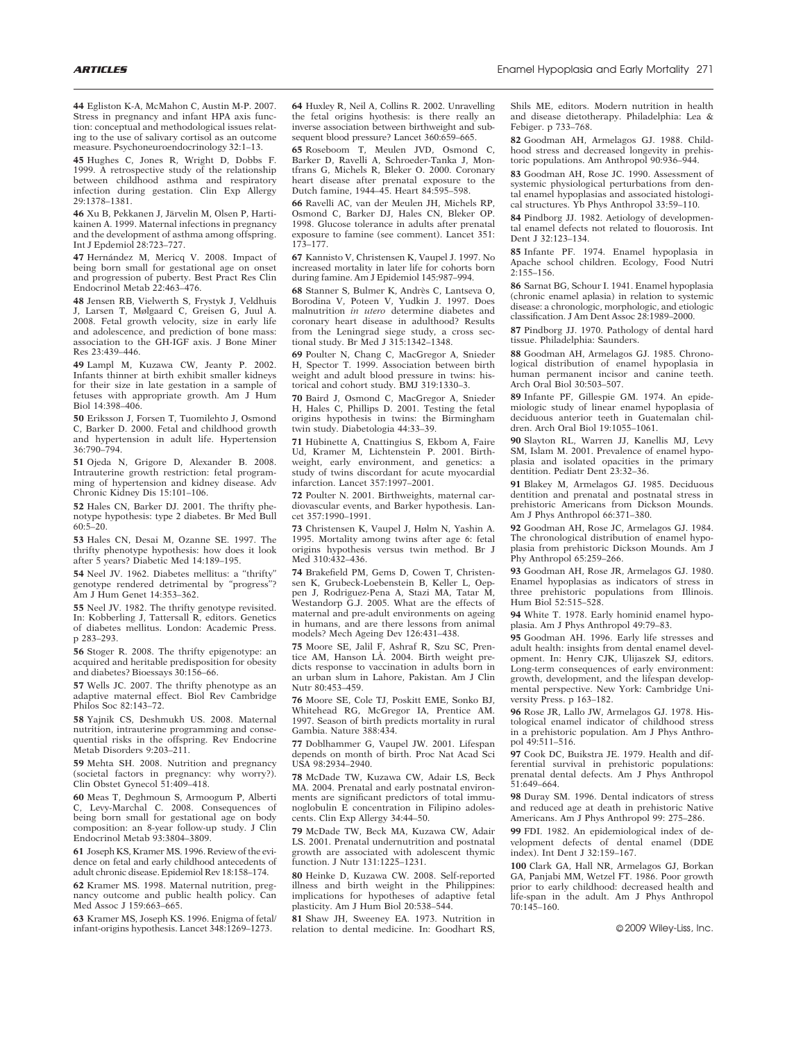**44** Egliston K-A, McMahon C, Austin M-P. 2007. Stress in pregnancy and infant HPA axis function: conceptual and methodological issues relating to the use of salivary cortisol as an outcome measure. Psychoneuroendocrinology 32:1–13.

**45** Hughes C, Jones R, Wright D, Dobbs F. 1999. A retrospective study of the relationship between childhood asthma and respiratory infection during gestation. Clin Exp Allergy 29:1378–1381.

**46** Xu B, Pekkanen J, Järvelin M, Olsen P, Hartikainen A. 1999. Maternal infections in pregnancy and the development of asthma among offspring. Int J Epdemiol 28:723–727.

**47** Hernández M, Mericq V. 2008. Impact of being born small for gestational age on onset and progression of puberty. Best Pract Res Clin Endocrinol Metab 22:463–476.

**48** Jensen RB, Vielwerth S, Frystyk J, Veldhuis J, Larsen T, Mølgaard C, Greisen G, Juul A. 2008. Fetal growth velocity, size in early life and adolescence, and prediction of bone mass: association to the GH-IGF axis. J Bone Miner Res 23:439–446.

**49** Lampl M, Kuzawa CW, Jeanty P. 2002. Infants thinner at birth exhibit smaller kidneys for their size in late gestation in a sample of fetuses with appropriate growth. Am J Hum Biol 14:398–406.

**50** Eriksson J, Forsen T, Tuomilehto J, Osmond C, Barker D. 2000. Fetal and childhood growth and hypertension in adult life. Hypertension 36:790–794.

**51** Ojeda N, Grigore D, Alexander B. 2008. Intrauterine growth restriction: fetal programming of hypertension and kidney disease. Adv Chronic Kidney Dis 15:101–106.

**52** Hales CN, Barker DJ. 2001. The thrifty phenotype hypothesis: type 2 diabetes. Br Med Bull 60:5–20.

**53** Hales CN, Desai M, Ozanne SE. 1997. The thrifty phenotype hypothesis: how does it look after 5 years? Diabetic Med 14:189–195.

**54** Neel JV. 1962. Diabetes mellitus: a "thrifty" genotype rendered detrimental by "progress"? Am J Hum Genet 14:353–362.

**55** Neel JV. 1982. The thrifty genotype revisited. In: Kobberling J, Tattersall R, editors. Genetics of diabetes mellitus. London: Academic Press. p 283–293.

**56** Stoger R. 2008. The thrifty epigenotype: an acquired and heritable predisposition for obesity and diabetes? Bioessays 30:156–66.

**57** Wells JC. 2007. The thrifty phenotype as an adaptive maternal effect. Biol Rev Cambridge Philos Soc 82:143–72.

**58** Yajnik CS, Deshmukh US. 2008. Maternal nutrition, intrauterine programming and consequential risks in the offspring. Rev Endocrine Metab Disorders 9:203–211.

**59** Mehta SH. 2008. Nutrition and pregnancy (societal factors in pregnancy: why worry?). Clin Obstet Gynecol 51:409–418.

**60** Meas T, Deghmoun S, Armoogum P, Alberti C, Levy-Marchal C. 2008. Consequences of being born small for gestational age on body composition: an 8-year follow-up study. J Clin Endocrinol Metab 93:3804–3809.

**61** Joseph KS, Kramer MS. 1996. Review of the evidence on fetal and early childhood antecedents of adult chronic disease. Epidemiol Rev 18:158–174.

**62** Kramer MS. 1998. Maternal nutrition, pregnancy outcome and public health policy. Can Med Assoc J 159:663–665.

**63** Kramer MS, Joseph KS. 1996. Enigma of fetal/infant-origins hypothesis. Lancet 348:1269–1273.

**64** Huxley R, Neil A, Collins R. 2002. Unravelling the fetal origins hyothesis: is there really an inverse association between birthweight and subsequent blood pressure? Lancet 360:659–665.

**65** Roseboom T, Meulen JVD, Osmond C, Barker D, Ravelli A, Schroeder-Tanka J, Montfrans G, Michels R, Bleker O. 2000. Coronary heart disease after prenatal exposure to the Dutch famine, 1944–45. Heart 84:595–598.

**66** Ravelli AC, van der Meulen JH, Michels RP, Osmond C, Barker DJ, Hales CN, Bleker OP. 1998. Glucose tolerance in adults after prenatal exposure to famine (see comment). Lancet 351: 173–177.

**67** Kannisto V, Christensen K, Vaupel J. 1997. No increased mortality in later life for cohorts born during famine. Am J Epidemiol 145:987–994.

**68** Stanner S, Bulmer K, Andrès C, Lantseva O, Borodina V, Poteen V, Yudkin J. 1997. Does malnutrition *in utero* determine diabetes and coronary heart disease in adulthood? Results from the Leningrad siege study, a cross sectional study. Br Med J 315:1342–1348.

**69** Poulter N, Chang C, MacGregor A, Snieder H, Spector T. 1999. Association between birth weight and adult blood pressure in twins: historical and cohort study. BMJ 319:1330–3.

**70** Baird J, Osmond C, MacGregor A, Snieder H, Hales C, Phillips D. 2001. Testing the fetal origins hypothesis in twins: the Birmingham twin study. Diabetologia 44:33–39.

**71** Hübinette A, Cnattingius S, Ekbom A, Faire Ud, Kramer M, Lichtenstein P. 2001. Birthweight, early environment, and genetics: a study of twins discordant for acute myocardial infarction. Lancet 357:1997–2001.

**72** Poulter N. 2001. Birthweights, maternal cardiovascular events, and Barker hypothesis. Lancet 357:1990–1991.

**73** Christensen K, Vaupel J, Hølm N, Yashin A. 1995. Mortality among twins after age 6: fetal origins hypothesis versus twin method. Br J Med 310:432–436.

**74** Brakefield PM, Gems D, Cowen T, Christensen K, Grubeck-Loebenstein B, Keller L, Oeppen J, Rodriguez-Pena A, Stazi MA, Tatar M, Westandorp G.J. 2005. What are the effects of maternal and pre-adult environments on ageing in humans, and are there lessons from animal models? Mech Ageing Dev 126:431–438.

**75** Moore SE, Jalil F, Ashraf R, Szu SC, Prentice AM, Hanson LÅ. 2004. Birth weight predicts response to vaccination in adults born in an urban slum in Lahore, Pakistan. Am J Clin Nutr 80:453–459.

**76** Moore SE, Cole TJ, Poskitt EME, Sonko BJ, Whitehead RG, McGregor IA, Prentice AM. 1997. Season of birth predicts mortality in rural Gambia. Nature 388:434.

**77** Doblhammer G, Vaupel JW. 2001. Lifespan depends on month of birth. Proc Nat Acad Sci USA 98:2934–2940.

**78** McDade TW, Kuzawa CW, Adair LS, Beck MA. 2004. Prenatal and early postnatal environments are significant predictors of total immunoglobulin E concentration in Filipino adolescents. Clin Exp Allergy 34:44–50.

**79** McDade TW, Beck MA, Kuzawa CW, Adair LS. 2001. Prenatal undernutrition and postnatal growth are associated with adolescent thymic function. J Nutr 131:1225–1231.

**80** Heinke D, Kuzawa CW. 2008. Self-reported illness and birth weight in the Philippines: implications for hypotheses of adaptive fetal plasticity. Am J Hum Biol 20:538–544.

**81** Shaw JH, Sweeney EA. 1973. Nutrition in relation to dental medicine. In: Goodhart RS, Shils ME, editors. Modern nutrition in health and disease dietotherapy. Philadelphia: Lea & Febiger. p 733–768.

**82** Goodman AH, Armelagos GJ. 1988. Childhood stress and decreased longevity in prehistoric populations. Am Anthropol 90:936–944.

**83** Goodman AH, Rose JC. 1990. Assessment of systemic physiological perturbations from dental enamel hypoplasias and associated histological structures. Yb Phys Anthropol 33:59–110.

**84** Pindborg JJ. 1982. Aetiology of developmental enamel defects not related to flouorosis. Int Dent J 32:123–134.

**85** Infante PF. 1974. Enamel hypoplasia in Apache school children. Ecology, Food Nutri 2:155–156.

**86** Sarnat BG, Schour I. 1941. Enamel hypoplasia (chronic enamel aplasia) in relation to systemic disease: a chronologic, morphologic, and etiologic classification. J Am Dent Assoc 28:1989–2000.

**87** Pindborg JJ. 1970. Pathology of dental hard tissue. Philadelphia: Saunders.

**88** Goodman AH, Armelagos GJ. 1985. Chronological distribution of enamel hypoplasia in human permanent incisor and canine teeth. Arch Oral Biol 30:503–507.

**89** Infante PF, Gillespie GM. 1974. An epidemiologic study of linear enamel hypoplasia of deciduous anterior teeth in Guatemalan children. Arch Oral Biol 19:1055–1061.

**90** Slayton RL, Warren JJ, Kanellis MJ, Levy SM, Islam M. 2001. Prevalence of enamel hypoplasia and isolated opacities in the primary dentition. Pediatr Dent 23:32–36.

**91** Blakey M, Armelagos GJ. 1985. Deciduous dentition and prenatal and postnatal stress in prehistoric Americans from Dickson Mounds. Am J Phys Anthropol 66:371–380.

**92** Goodman AH, Rose JC, Armelagos GJ. 1984. The chronological distribution of enamel hypoplasia from prehistoric Dickson Mounds. Am J Phy Anthropol 65:259–266.

**93** Goodman AH, Rose JR, Armelagos GJ. 1980. Enamel hypoplasias as indicators of stress in three prehistoric populations from Illinois. Hum Biol 52:515–528.

**94** White T. 1978. Early hominid enamel hypoplasia. Am J Phys Anthropol 49:79–83.

**95** Goodman AH. 1996. Early life stresses and adult health: insights from dental enamel development. In: Henry CJK, Ulijaszek SJ, editors. Long-term consequences of early environment: growth, development, and the lifespan developmental perspective. New York: Cambridge University Press. p 163–182.

**96** Rose JR, Lallo JW, Armelagos GJ. 1978. Histological enamel indicator of childhood stress in a prehistoric population. Am J Phys Anthropol 49:511–516.

**97** Cook DC, Buikstra JE. 1979. Health and differential survival in prehistoric populations: prenatal dental defects. Am J Phys Anthropol 51:649–664.

**98** Duray SM. 1996. Dental indicators of stress and reduced age at death in prehistoric Native Americans. Am J Phys Anthropol 99: 275–286.

**99** FDI. 1982. An epidemiological index of development defects of dental enamel (DDE index). Int Dent J 32:159–167.

**100** Clark GA, Hall NR, Armelagos GJ, Borkan GA, Panjabi MM, Wetzel FT. 1986. Poor growth prior to early childhood: decreased health and life-span in the adult. Am J Phys Anthropol 70:145–160.